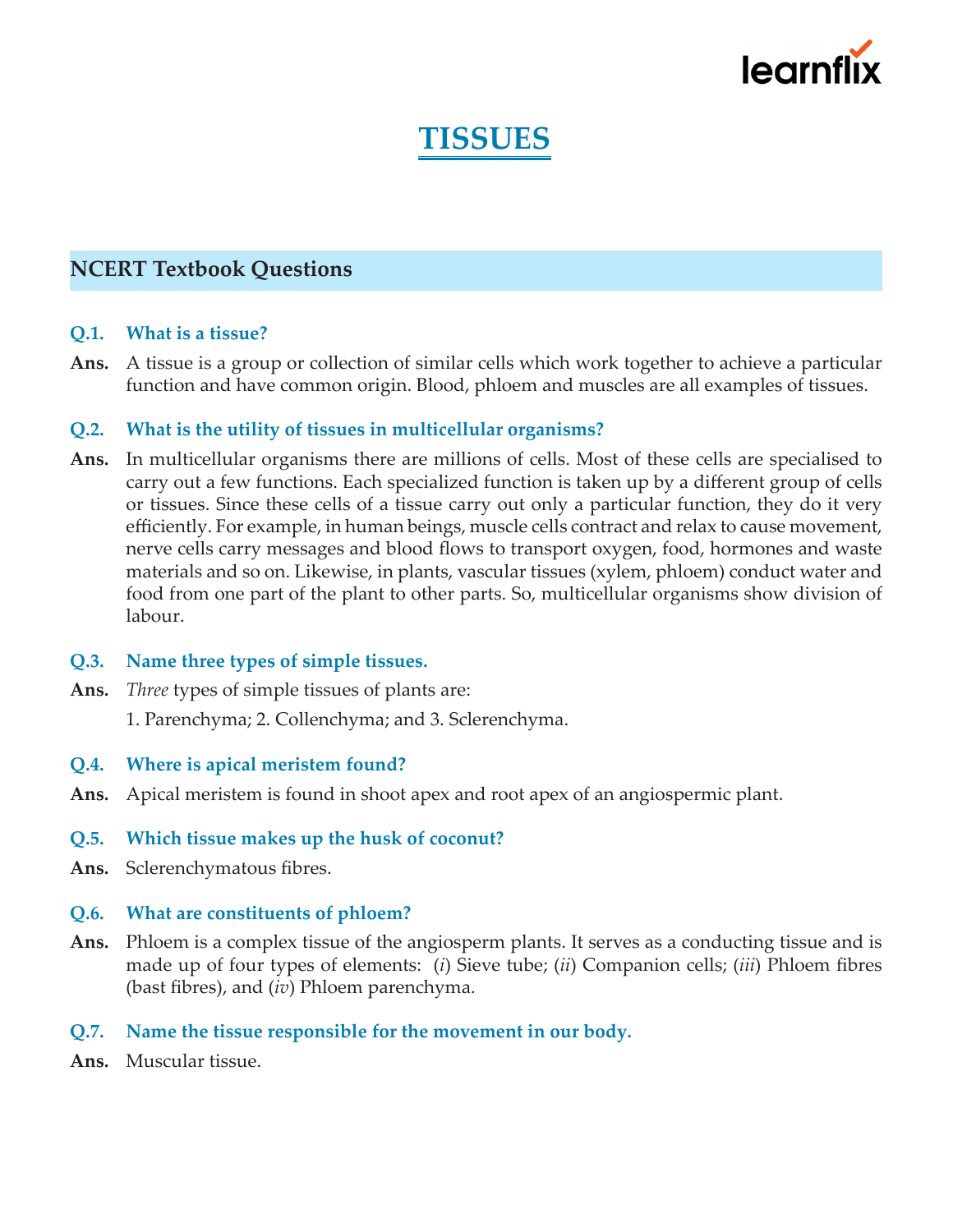# TISSUES

## NCERT Textbook Questions

**Q.1. What is a tissue?**

**Ans.** A tissue is a group or collection of similar cells which work together to achieve a particular function and have common origin. Blood, phloem and muscles are all examples of tissues.

**Q.2. What is the utility of tissues in multicellular organisms?**

**Ans.** In multicellular organisms there are millions of cells. Most of these cells are specialised to carry out a few functions. Each specialized function is taken up by a different group of cells or tissues. Since these cells of a tissue carry out only a particular function, they do it very efficiently. For example, in human beings, muscle cells contract and relax to cause movement, nerve cells carry messages and blood flows to transport oxygen, food, hormones and waste materials and so on. Likewise, in plants, vascular tissues (xylem, phloem) conduct water and food from one part of the plant to other parts. So, multicellular organisms show division of labour.

**Q.3. Name three types of simple tissues.**

**Ans.** *Three* types of simple tissues of plants are:

1. Parenchyma; 2. Collenchyma; and 3. Sclerenchyma.

**Q.4. Where is apical meristem found?**

**Ans.** Apical meristem is found in shoot apex and root apex of an angiospermic plant.

**Q.5. Which tissue makes up the husk of coconut?**

**Ans.** Sclerenchymatous fibres.

**Q.6. What are constituents of phloem?**

**Ans.** Phloem is a complex tissue of the angiosperm plants. It serves as a conducting tissue and is made up of four types of elements: (*i*) Sieve tube; (*ii*) Companion cells; (*iii*) Phloem fibres (bast fibres), and (*iv*) Phloem parenchyma.

**Q.7. Name the tissue responsible for the movement in our body.**

**Ans.** Muscular tissue.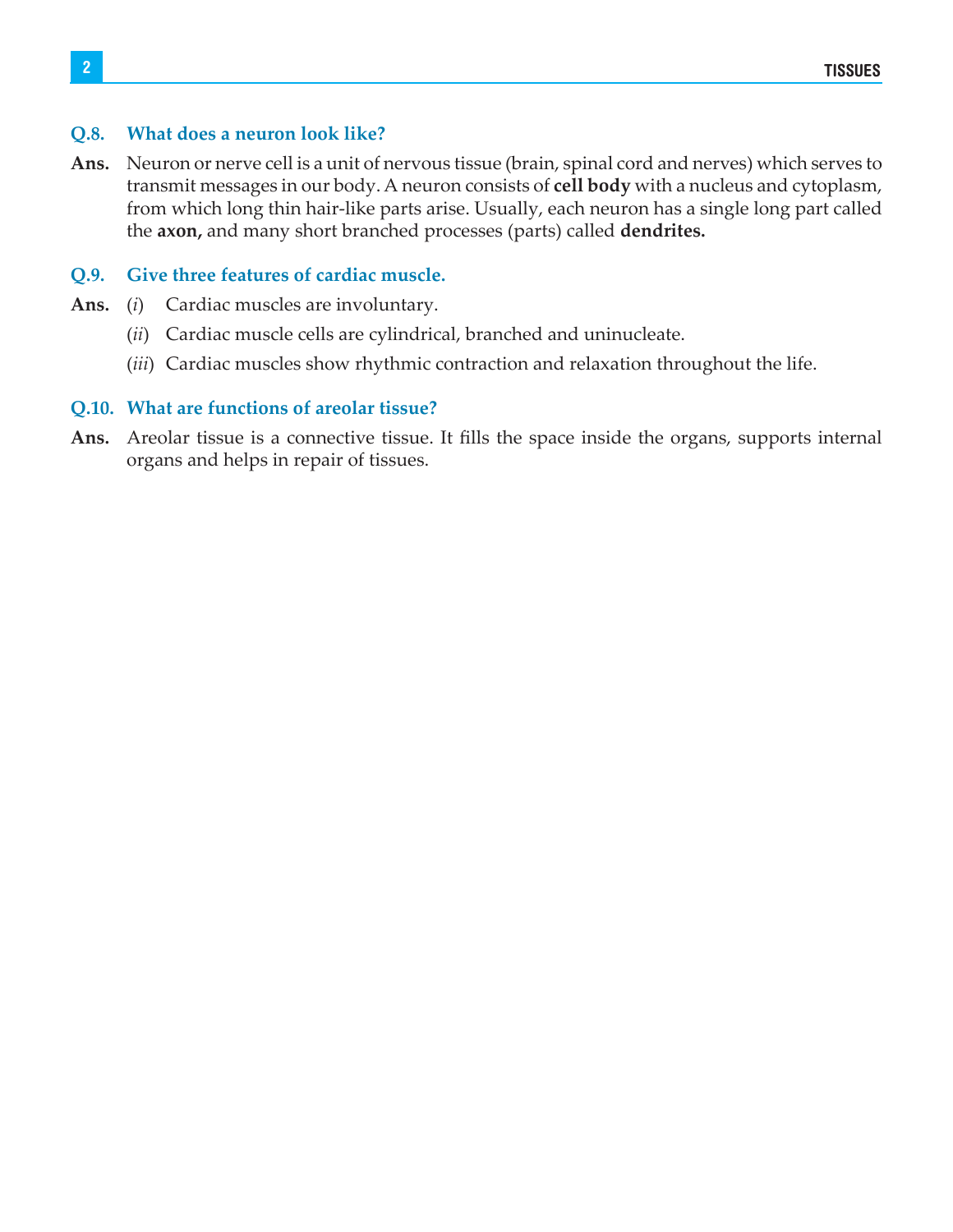**Q.8. What does a neuron look like?**

**Ans.** Neuron or nerve cell is a unit of nervous tissue (brain, spinal cord and nerves) which serves to transmit messages in our body. A neuron consists of **cell body** with a nucleus and cytoplasm, from which long thin hair-like parts arise. Usually, each neuron has a single long part called the **axon,** and many short branched processes (parts) called **dendrites.**

**Q.9. Give three features of cardiac muscle.**

**Ans.** (*i*) Cardiac muscles are involuntary.

(*ii*) Cardiac muscle cells are cylindrical, branched and uninucleate.

(*iii*) Cardiac muscles show rhythmic contraction and relaxation throughout the life.

**Q.10. What are functions of areolar tissue?**

**Ans.** Areolar tissue is a connective tissue. It fills the space inside the organs, supports internal organs and helps in repair of tissues.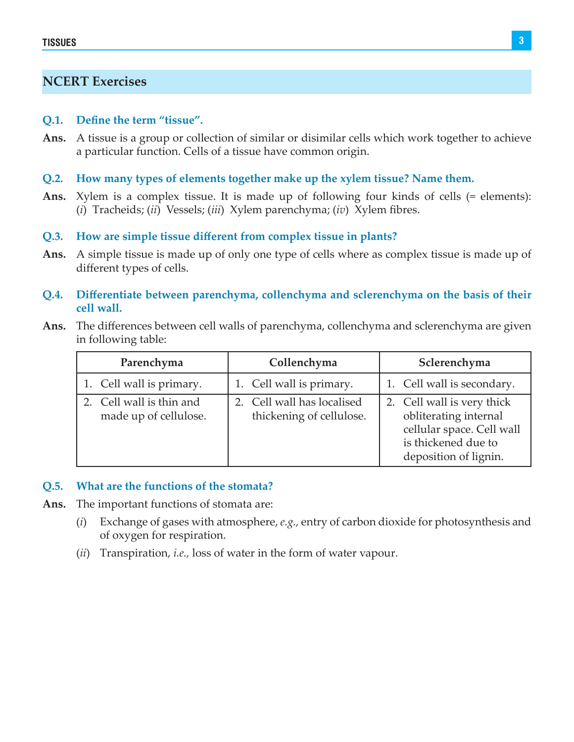## NCERT Exercises

**Q.1. Define the term "tissue".**

**Ans.** A tissue is a group or collection of similar or disimilar cells which work together to achieve a particular function. Cells of a tissue have common origin.

**Q.2. How many types of elements together make up the xylem tissue? Name them.**

**Ans.** Xylem is a complex tissue. It is made up of following four kinds of cells (= elements): (*i*) Tracheids; (*ii*) Vessels; (*iii*) Xylem parenchyma; (*iv*) Xylem fibres.

**Q.3. How are simple tissue different from complex tissue in plants?**

**Ans.** A simple tissue is made up of only one type of cells where as complex tissue is made up of different types of cells.

**Q.4. Differentiate between parenchyma, collenchyma and sclerenchyma on the basis of their cell wall.**

**Ans.** The differences between cell walls of parenchyma, collenchyma and sclerenchyma are given in following table:

| Parenchyma | Collenchyma | Sclerenchyma |
|---|---|---|
| 1. Cell wall is primary. | 1. Cell wall is primary. | 1. Cell wall is secondary. |
| 2. Cell wall is thin and made up of cellulose. | 2. Cell wall has localised thickening of cellulose. | 2. Cell wall is very thick obliterating internal cellular space. Cell wall is thickened due to deposition of lignin. |

**Q.5. What are the functions of the stomata?**

**Ans.** The important functions of stomata are:

(*i*) Exchange of gases with atmosphere, *e.g.*, entry of carbon dioxide for photosynthesis and of oxygen for respiration.

(*ii*) Transpiration, *i.e.*, loss of water in the form of water vapour.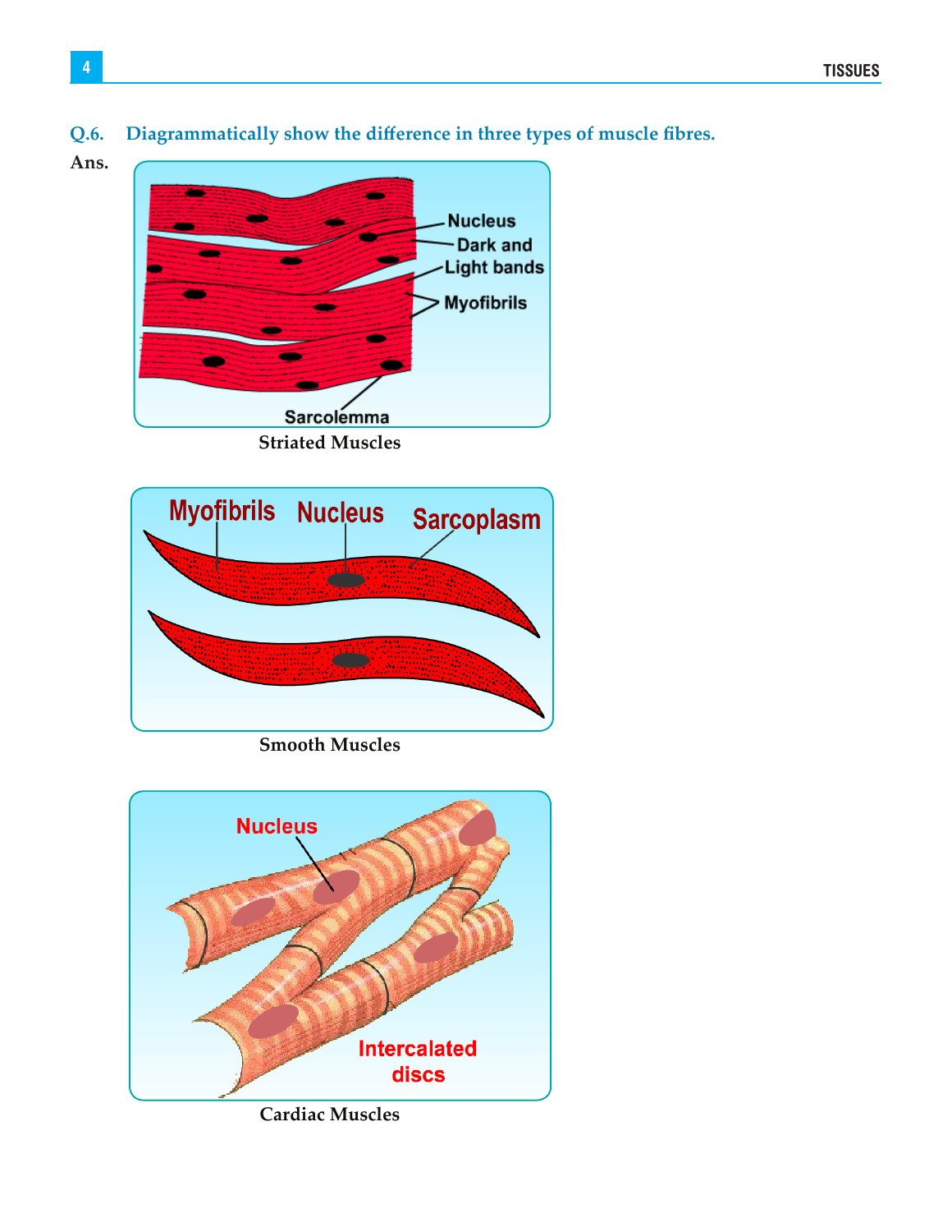**Q.6. Diagrammatically show the difference in three types of muscle fibres.**

**Ans.**

Nucleus

Dark and Light bands

Myofibrils

Sarcolemma

Striated Muscles

Myofibrils Nucleus Sarcoplasm

Smooth Muscles

Nucleus

Intercalated discs

Cardiac Muscles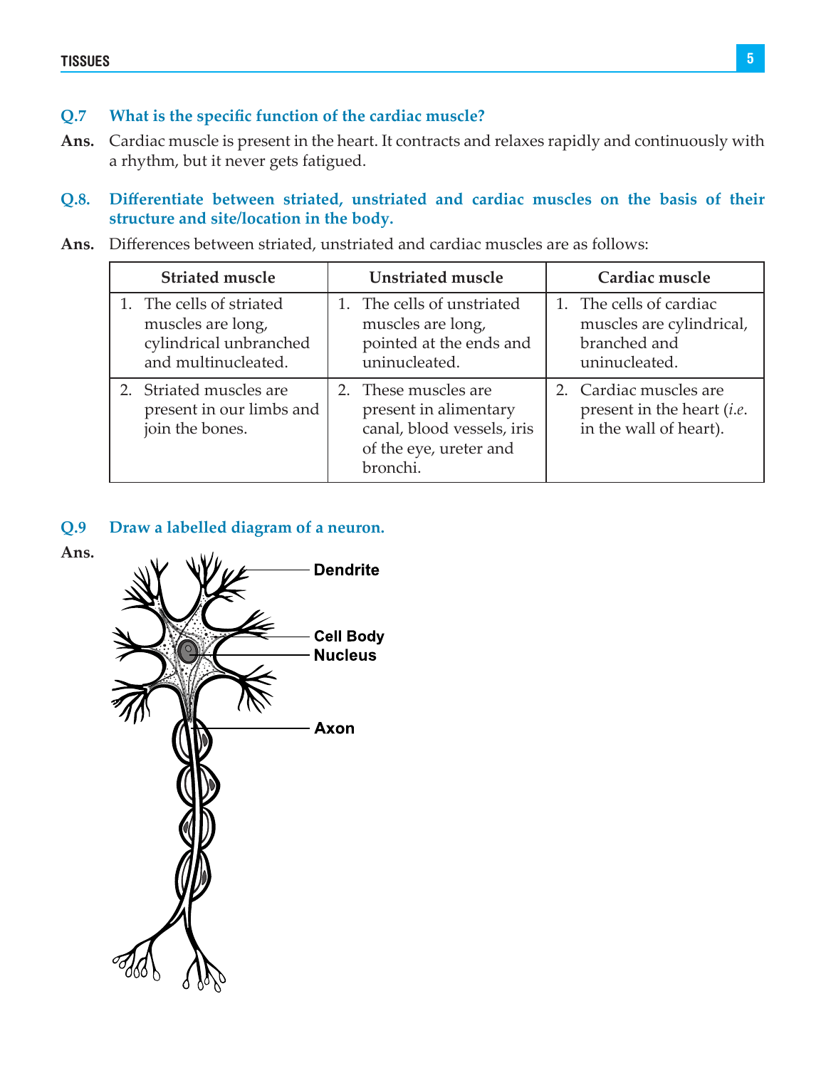**Q.7 What is the specific function of the cardiac muscle?**

**Ans.** Cardiac muscle is present in the heart. It contracts and relaxes rapidly and continuously with a rhythm, but it never gets fatigued.

**Q.8. Differentiate between striated, unstriated and cardiac muscles on the basis of their structure and site/location in the body.**

**Ans.** Differences between striated, unstriated and cardiac muscles are as follows:

| Striated muscle | Unstriated muscle | Cardiac muscle |
|---|---|---|
| 1. The cells of striated muscles are long, cylindrical unbranched and multinucleated. | 1. The cells of unstriated muscles are long, pointed at the ends and uninucleated. | 1. The cells of cardiac muscles are cylindrical, branched and uninucleated. |
| 2. Striated muscles are present in our limbs and join the bones. | 2. These muscles are present in alimentary canal, blood vessels, iris of the eye, ureter and bronchi. | 2. Cardiac muscles are present in the heart (*i.e.* in the wall of heart). |

**Q.9 Draw a labelled diagram of a neuron.**

**Ans.**

Dendrite

Cell Body

Nucleus

Axon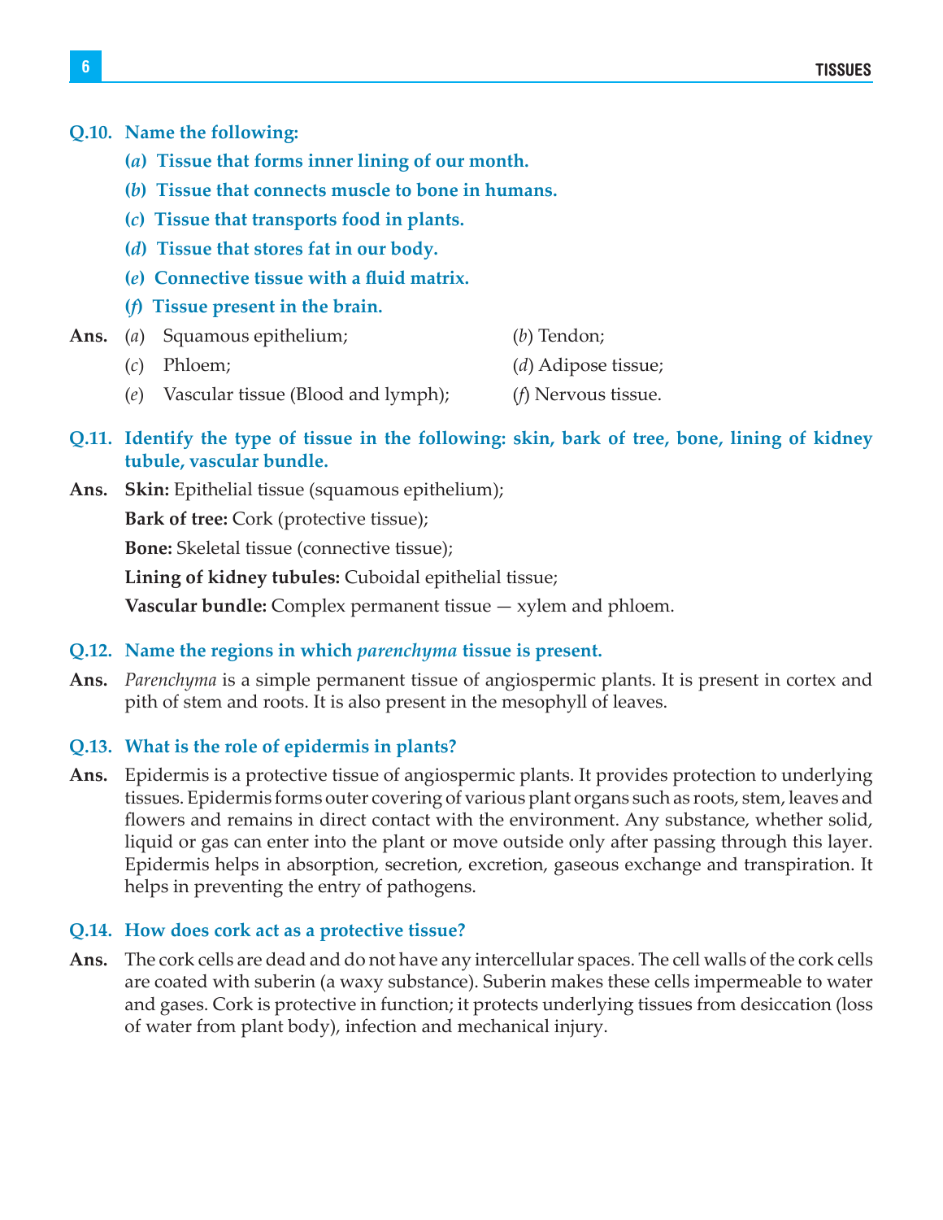**Q.10. Name the following:**

**(*a*) Tissue that forms inner lining of our month.**

**(*b*) Tissue that connects muscle to bone in humans.**

**(*c*) Tissue that transports food in plants.**

**(*d*) Tissue that stores fat in our body.**

**(*e*) Connective tissue with a fluid matrix.**

**(*f*) Tissue present in the brain.**

**Ans.** (*a*) Squamous epithelium; (*b*) Tendon;

(*c*) Phloem; (*d*) Adipose tissue;

(*e*) Vascular tissue (Blood and lymph); (*f*) Nervous tissue.

**Q.11. Identify the type of tissue in the following: skin, bark of tree, bone, lining of kidney tubule, vascular bundle.**

**Ans.** **Skin:** Epithelial tissue (squamous epithelium);

**Bark of tree:** Cork (protective tissue);

**Bone:** Skeletal tissue (connective tissue);

**Lining of kidney tubules:** Cuboidal epithelial tissue;

**Vascular bundle:** Complex permanent tissue — xylem and phloem.

**Q.12. Name the regions in which *parenchyma* tissue is present.**

**Ans.** *Parenchyma* is a simple permanent tissue of angiospermic plants. It is present in cortex and pith of stem and roots. It is also present in the mesophyll of leaves.

**Q.13. What is the role of epidermis in plants?**

**Ans.** Epidermis is a protective tissue of angiospermic plants. It provides protection to underlying tissues. Epidermis forms outer covering of various plant organs such as roots, stem, leaves and flowers and remains in direct contact with the environment. Any substance, whether solid, liquid or gas can enter into the plant or move outside only after passing through this layer. Epidermis helps in absorption, secretion, excretion, gaseous exchange and transpiration. It helps in preventing the entry of pathogens.

**Q.14. How does cork act as a protective tissue?**

**Ans.** The cork cells are dead and do not have any intercellular spaces. The cell walls of the cork cells are coated with suberin (a waxy substance). Suberin makes these cells impermeable to water and gases. Cork is protective in function; it protects underlying tissues from desiccation (loss of water from plant body), infection and mechanical injury.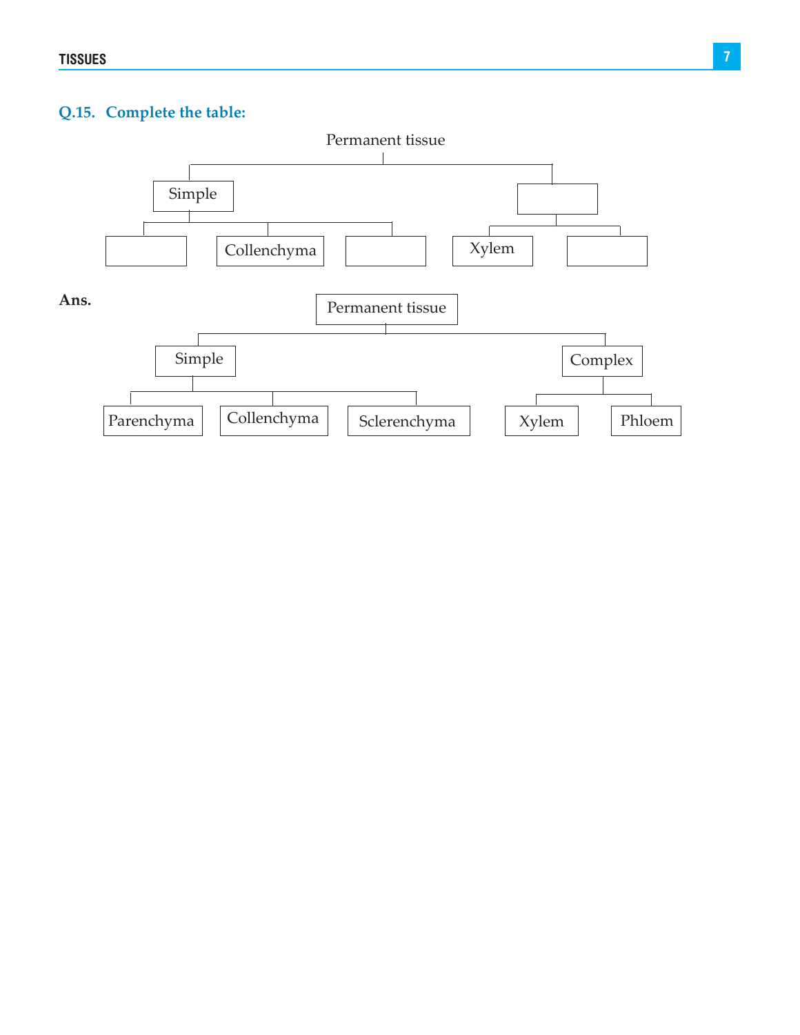**Q.15. Complete the table:**

Permanent tissue

Simple

Collenchyma

Xylem

**Ans.**

Permanent tissue

Simple

Complex

Parenchyma

Collenchyma

Sclerenchyma

Xylem

Phloem